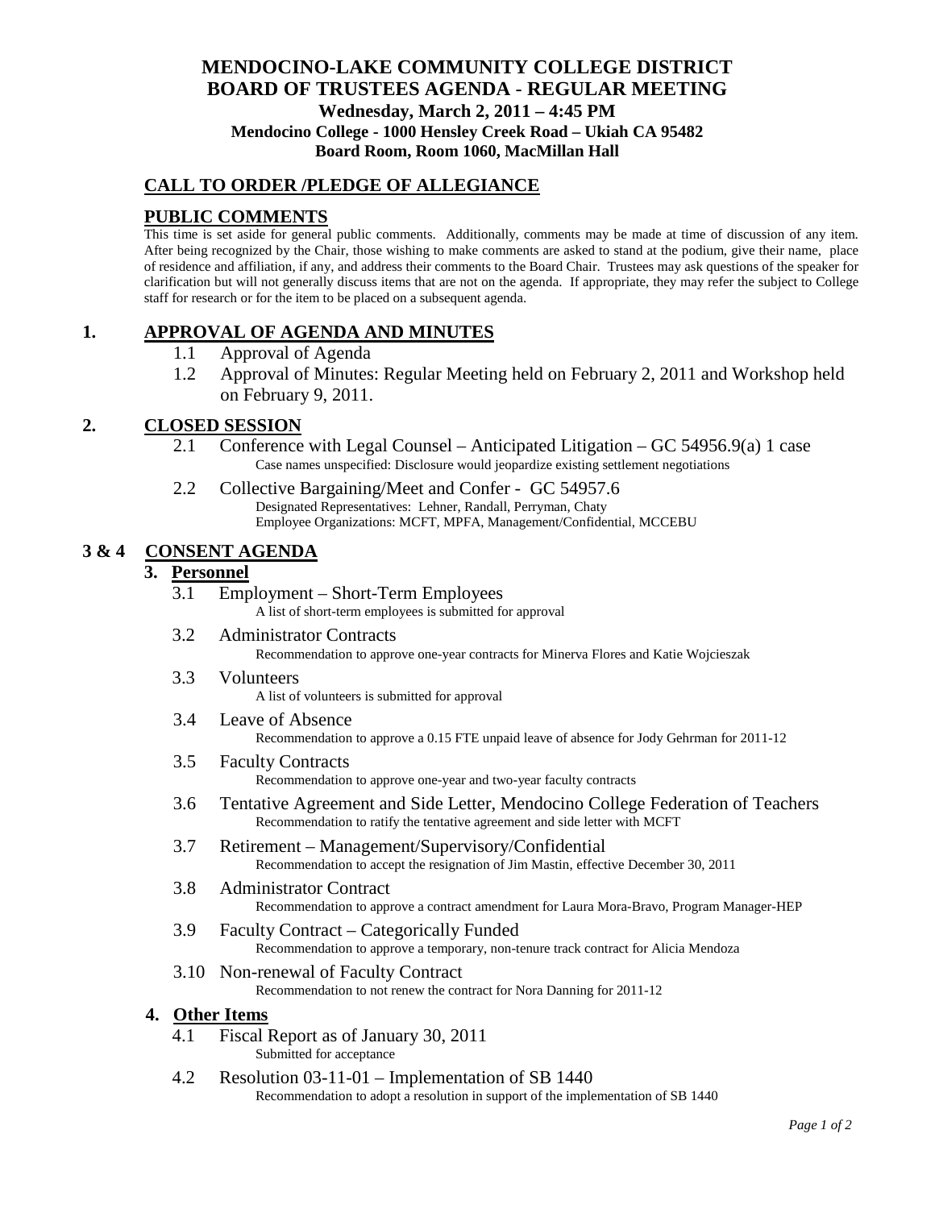# MENDOCINO-LAKE COMMUNITY COLLEGE DISTRICT
# BOARD OF TRUSTEES AGENDA - REGULAR MEETING

**Wednesday, March 2, 2011 – 4:45 PM**
**Mendocino College - 1000 Hensley Creek Road – Ukiah CA 95482**
**Board Room, Room 1060, MacMillan Hall**

## CALL TO ORDER /PLEDGE OF ALLEGIANCE

## PUBLIC COMMENTS

This time is set aside for general public comments. Additionally, comments may be made at time of discussion of any item. After being recognized by the Chair, those wishing to make comments are asked to stand at the podium, give their name, place of residence and affiliation, if any, and address their comments to the Board Chair. Trustees may ask questions of the speaker for clarification but will not generally discuss items that are not on the agenda. If appropriate, they may refer the subject to College staff for research or for the item to be placed on a subsequent agenda.

## 1. APPROVAL OF AGENDA AND MINUTES

1.1 Approval of Agenda

1.2 Approval of Minutes: Regular Meeting held on February 2, 2011 and Workshop held on February 9, 2011.

## 2. CLOSED SESSION

2.1 Conference with Legal Counsel – Anticipated Litigation – GC 54956.9(a) 1 case
Case names unspecified: Disclosure would jeopardize existing settlement negotiations

2.2 Collective Bargaining/Meet and Confer - GC 54957.6
Designated Representatives: Lehner, Randall, Perryman, Chaty
Employee Organizations: MCFT, MPFA, Management/Confidential, MCCEBU

## 3 & 4 CONSENT AGENDA

### 3. Personnel

3.1 Employment – Short-Term Employees
A list of short-term employees is submitted for approval

3.2 Administrator Contracts
Recommendation to approve one-year contracts for Minerva Flores and Katie Wojcieszak

3.3 Volunteers
A list of volunteers is submitted for approval

3.4 Leave of Absence
Recommendation to approve a 0.15 FTE unpaid leave of absence for Jody Gehrman for 2011-12

3.5 Faculty Contracts
Recommendation to approve one-year and two-year faculty contracts

3.6 Tentative Agreement and Side Letter, Mendocino College Federation of Teachers
Recommendation to ratify the tentative agreement and side letter with MCFT

3.7 Retirement – Management/Supervisory/Confidential
Recommendation to accept the resignation of Jim Mastin, effective December 30, 2011

3.8 Administrator Contract
Recommendation to approve a contract amendment for Laura Mora-Bravo, Program Manager-HEP

3.9 Faculty Contract – Categorically Funded
Recommendation to approve a temporary, non-tenure track contract for Alicia Mendoza

3.10 Non-renewal of Faculty Contract
Recommendation to not renew the contract for Nora Danning for 2011-12

### 4. Other Items

4.1 Fiscal Report as of January 30, 2011
Submitted for acceptance

4.2 Resolution 03-11-01 – Implementation of SB 1440
Recommendation to adopt a resolution in support of the implementation of SB 1440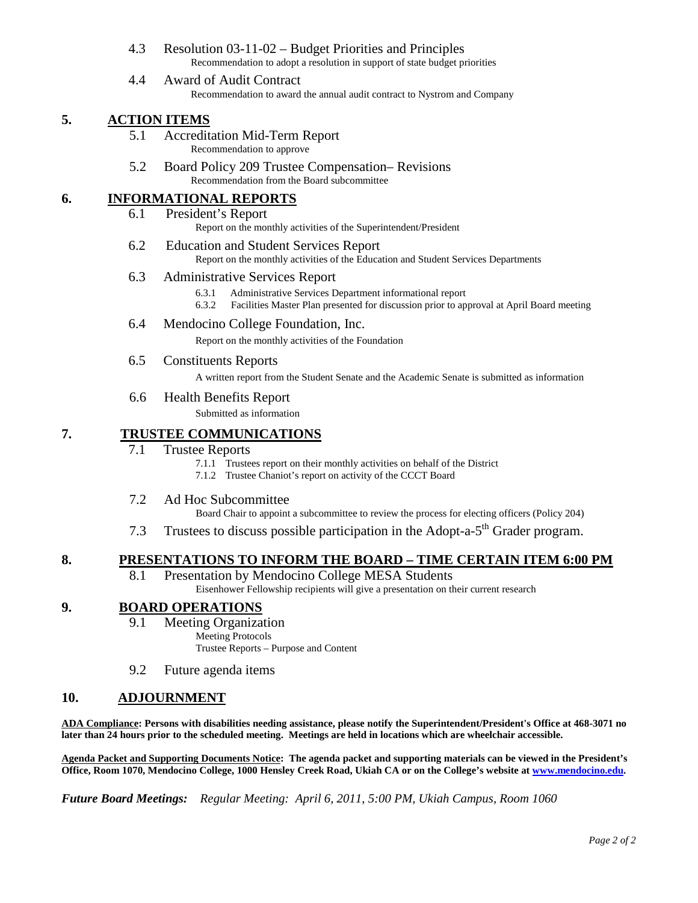4.3 Resolution 03-11-02 – Budget Priorities and Principles
Recommendation to adopt a resolution in support of state budget priorities

4.4 Award of Audit Contract
Recommendation to award the annual audit contract to Nystrom and Company

## 5. ACTION ITEMS

5.1 Accreditation Mid-Term Report
Recommendation to approve

5.2 Board Policy 209 Trustee Compensation– Revisions
Recommendation from the Board subcommittee

## 6. INFORMATIONAL REPORTS

6.1 President's Report
Report on the monthly activities of the Superintendent/President

6.2 Education and Student Services Report
Report on the monthly activities of the Education and Student Services Departments

6.3 Administrative Services Report

6.3.1 Administrative Services Department informational report
6.3.2 Facilities Master Plan presented for discussion prior to approval at April Board meeting

6.4 Mendocino College Foundation, Inc.
Report on the monthly activities of the Foundation

6.5 Constituents Reports
A written report from the Student Senate and the Academic Senate is submitted as information

6.6 Health Benefits Report
Submitted as information

## 7. TRUSTEE COMMUNICATIONS

7.1 Trustee Reports

7.1.1 Trustees report on their monthly activities on behalf of the District
7.1.2 Trustee Chaniot's report on activity of the CCCT Board

7.2 Ad Hoc Subcommittee
Board Chair to appoint a subcommittee to review the process for electing officers (Policy 204)

7.3 Trustees to discuss possible participation in the Adopt-a-5th Grader program.

## 8. PRESENTATIONS TO INFORM THE BOARD – TIME CERTAIN ITEM 6:00 PM

8.1 Presentation by Mendocino College MESA Students
Eisenhower Fellowship recipients will give a presentation on their current research

## 9. BOARD OPERATIONS

9.1 Meeting Organization
Meeting Protocols
Trustee Reports – Purpose and Content

9.2 Future agenda items

## 10. ADJOURNMENT

**ADA Compliance: Persons with disabilities needing assistance, please notify the Superintendent/President's Office at 468-3071 no later than 24 hours prior to the scheduled meeting. Meetings are held in locations which are wheelchair accessible.**

**Agenda Packet and Supporting Documents Notice: The agenda packet and supporting materials can be viewed in the President's Office, Room 1070, Mendocino College, 1000 Hensley Creek Road, Ukiah CA or on the College's website at www.mendocino.edu.**

***Future Board Meetings:*** *Regular Meeting: April 6, 2011, 5:00 PM, Ukiah Campus, Room 1060*